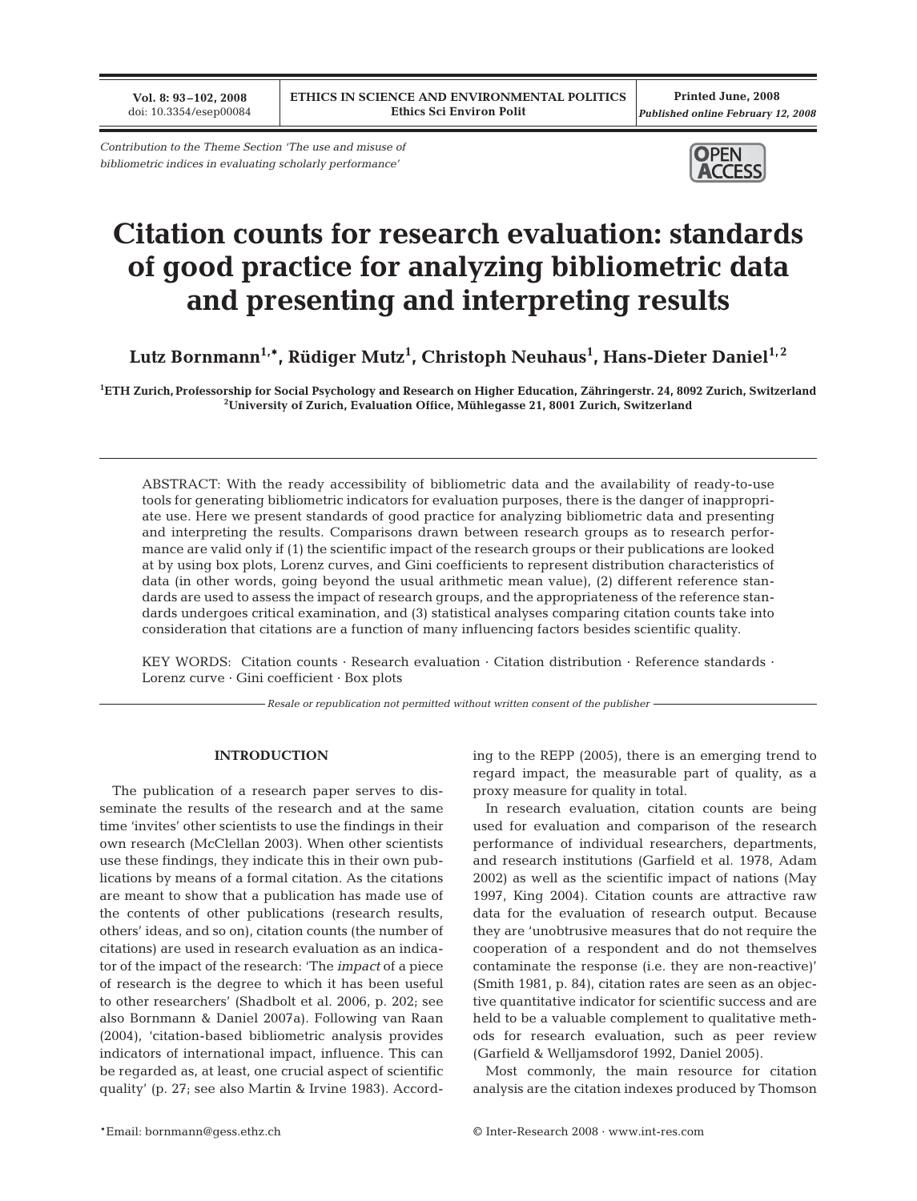*Contribution to the Theme Section 'The use and misuse of bibliometric indices in evaluating scholarly performance'*

# Citation counts for research evaluation: standards of good practice for analyzing bibliometric data and presenting and interpreting results

**Lutz Bornmann[1,*], Rüdiger Mutz[1], Christoph Neuhaus[1], Hans-Dieter Daniel[1,2]**

[1]ETH Zurich, Professorship for Social Psychology and Research on Higher Education, Zähringerstr. 24, 8092 Zurich, Switzerland
[2]University of Zurich, Evaluation Office, Mühlegasse 21, 8001 Zurich, Switzerland

ABSTRACT: With the ready accessibility of bibliometric data and the availability of ready-to-use tools for generating bibliometric indicators for evaluation purposes, there is the danger of inappropriate use. Here we present standards of good practice for analyzing bibliometric data and presenting and interpreting the results. Comparisons drawn between research groups as to research performance are valid only if (1) the scientific impact of the research groups or their publications are looked at by using box plots, Lorenz curves, and Gini coefficients to represent distribution characteristics of data (in other words, going beyond the usual arithmetic mean value), (2) different reference standards are used to assess the impact of research groups, and the appropriateness of the reference standards undergoes critical examination, and (3) statistical analyses comparing citation counts take into consideration that citations are a function of many influencing factors besides scientific quality.

KEY WORDS: Citation counts · Research evaluation · Citation distribution · Reference standards · Lorenz curve · Gini coefficient · Box plots

*Resale or republication not permitted without written consent of the publisher*

## INTRODUCTION

The publication of a research paper serves to disseminate the results of the research and at the same time 'invites' other scientists to use the findings in their own research (McClellan 2003). When other scientists use these findings, they indicate this in their own publications by means of a formal citation. As the citations are meant to show that a publication has made use of the contents of other publications (research results, others' ideas, and so on), citation counts (the number of citations) are used in research evaluation as an indicator of the impact of the research: 'The *impact* of a piece of research is the degree to which it has been useful to other researchers' (Shadbolt et al. 2006, p. 202; see also Bornmann & Daniel 2007a). Following van Raan (2004), 'citation-based bibliometric analysis provides indicators of international impact, influence. This can be regarded as, at least, one crucial aspect of scientific quality' (p. 27; see also Martin & Irvine 1983). According to the REPP (2005), there is an emerging trend to regard impact, the measurable part of quality, as a proxy measure for quality in total.

In research evaluation, citation counts are being used for evaluation and comparison of the research performance of individual researchers, departments, and research institutions (Garfield et al. 1978, Adam 2002) as well as the scientific impact of nations (May 1997, King 2004). Citation counts are attractive raw data for the evaluation of research output. Because they are 'unobtrusive measures that do not require the cooperation of a respondent and do not themselves contaminate the response (i.e. they are non-reactive)' (Smith 1981, p. 84), citation rates are seen as an objective quantitative indicator for scientific success and are held to be a valuable complement to qualitative methods for research evaluation, such as peer review (Garfield & Welljamsdorof 1992, Daniel 2005).

Most commonly, the main resource for citation analysis are the citation indexes produced by Thomson

*Email: bornmann@gess.ethz.ch

© Inter-Research 2008 · www.int-res.com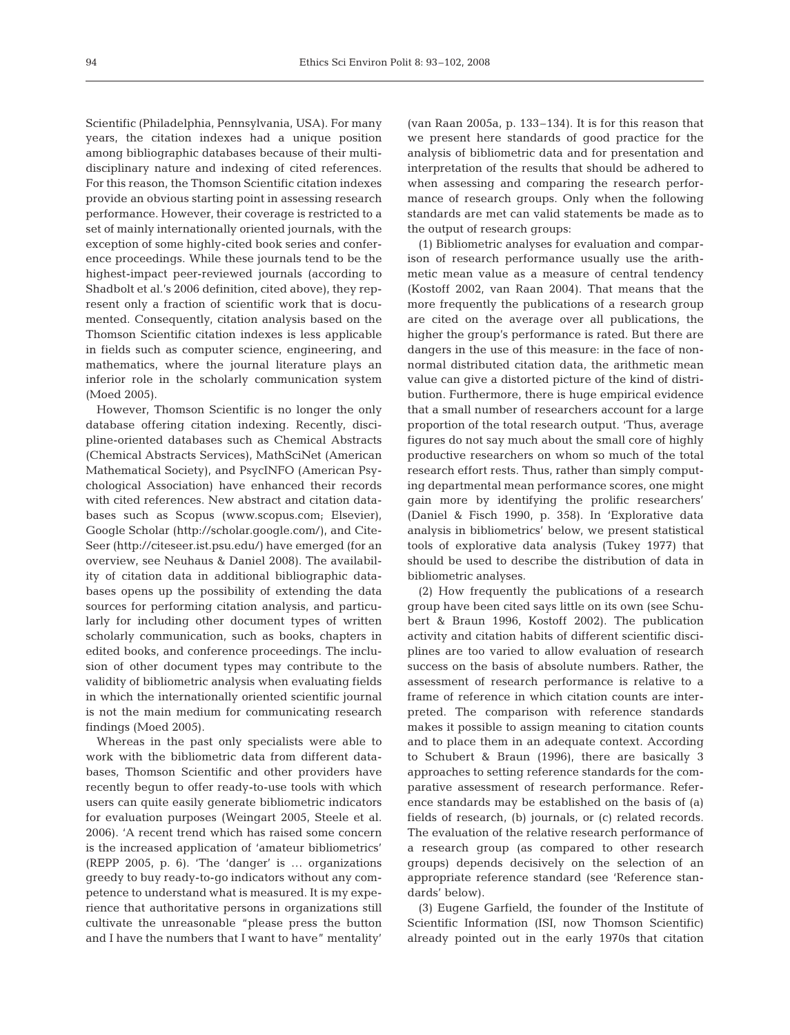Scientific (Philadelphia, Pennsylvania, USA). For many years, the citation indexes had a unique position among bibliographic databases because of their multidisciplinary nature and indexing of cited references. For this reason, the Thomson Scientific citation indexes provide an obvious starting point in assessing research performance. However, their coverage is restricted to a set of mainly internationally oriented journals, with the exception of some highly-cited book series and conference proceedings. While these journals tend to be the highest-impact peer-reviewed journals (according to Shadbolt et al.'s 2006 definition, cited above), they represent only a fraction of scientific work that is documented. Consequently, citation analysis based on the Thomson Scientific citation indexes is less applicable in fields such as computer science, engineering, and mathematics, where the journal literature plays an inferior role in the scholarly communication system (Moed 2005).

However, Thomson Scientific is no longer the only database offering citation indexing. Recently, discipline-oriented databases such as Chemical Abstracts (Chemical Abstracts Services), MathSciNet (American Mathematical Society), and PsycINFO (American Psychological Association) have enhanced their records with cited references. New abstract and citation databases such as Scopus (www.scopus.com; Elsevier), Google Scholar (http://scholar.google.com/), and CiteSeer (http://citeseer.ist.psu.edu/) have emerged (for an overview, see Neuhaus & Daniel 2008). The availability of citation data in additional bibliographic databases opens up the possibility of extending the data sources for performing citation analysis, and particularly for including other document types of written scholarly communication, such as books, chapters in edited books, and conference proceedings. The inclusion of other document types may contribute to the validity of bibliometric analysis when evaluating fields in which the internationally oriented scientific journal is not the main medium for communicating research findings (Moed 2005).

Whereas in the past only specialists were able to work with the bibliometric data from different databases, Thomson Scientific and other providers have recently begun to offer ready-to-use tools with which users can quite easily generate bibliometric indicators for evaluation purposes (Weingart 2005, Steele et al. 2006). 'A recent trend which has raised some concern is the increased application of 'amateur bibliometrics' (REPP 2005, p. 6). 'The 'danger' is … organizations greedy to buy ready-to-go indicators without any competence to understand what is measured. It is my experience that authoritative persons in organizations still cultivate the unreasonable "please press the button and I have the numbers that I want to have" mentality' (van Raan 2005a, p. 133–134). It is for this reason that we present here standards of good practice for the analysis of bibliometric data and for presentation and interpretation of the results that should be adhered to when assessing and comparing the research performance of research groups. Only when the following standards are met can valid statements be made as to the output of research groups:

(1) Bibliometric analyses for evaluation and comparison of research performance usually use the arithmetic mean value as a measure of central tendency (Kostoff 2002, van Raan 2004). That means that the more frequently the publications of a research group are cited on the average over all publications, the higher the group's performance is rated. But there are dangers in the use of this measure: in the face of non-normal distributed citation data, the arithmetic mean value can give a distorted picture of the kind of distribution. Furthermore, there is huge empirical evidence that a small number of researchers account for a large proportion of the total research output. 'Thus, average figures do not say much about the small core of highly productive researchers on whom so much of the total research effort rests. Thus, rather than simply computing departmental mean performance scores, one might gain more by identifying the prolific researchers' (Daniel & Fisch 1990, p. 358). In 'Explorative data analysis in bibliometrics' below, we present statistical tools of explorative data analysis (Tukey 1977) that should be used to describe the distribution of data in bibliometric analyses.

(2) How frequently the publications of a research group have been cited says little on its own (see Schubert & Braun 1996, Kostoff 2002). The publication activity and citation habits of different scientific disciplines are too varied to allow evaluation of research success on the basis of absolute numbers. Rather, the assessment of research performance is relative to a frame of reference in which citation counts are interpreted. The comparison with reference standards makes it possible to assign meaning to citation counts and to place them in an adequate context. According to Schubert & Braun (1996), there are basically 3 approaches to setting reference standards for the comparative assessment of research performance. Reference standards may be established on the basis of (a) fields of research, (b) journals, or (c) related records. The evaluation of the relative research performance of a research group (as compared to other research groups) depends decisively on the selection of an appropriate reference standard (see 'Reference standards' below).

(3) Eugene Garfield, the founder of the Institute of Scientific Information (ISI, now Thomson Scientific) already pointed out in the early 1970s that citation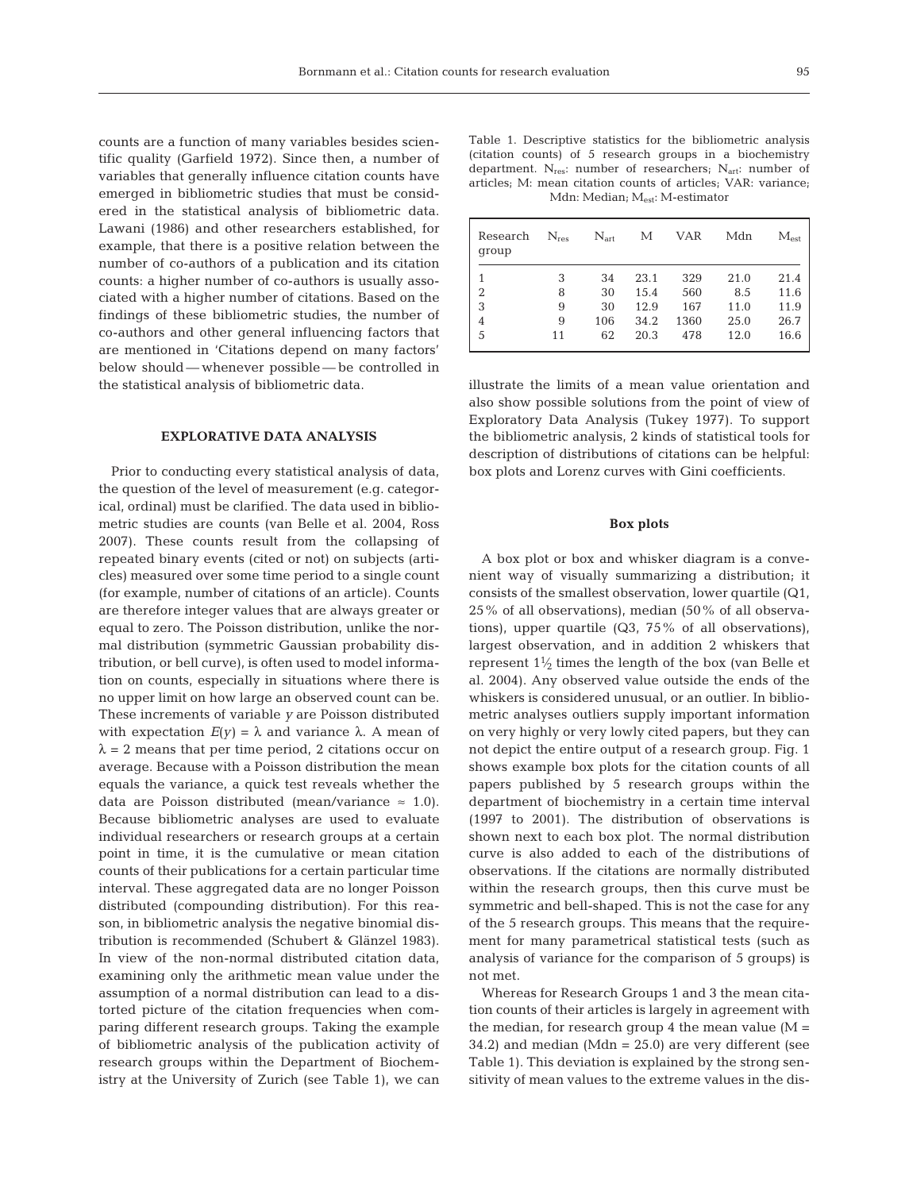counts are a function of many variables besides scientific quality (Garfield 1972). Since then, a number of variables that generally influence citation counts have emerged in bibliometric studies that must be considered in the statistical analysis of bibliometric data. Lawani (1986) and other researchers established, for example, that there is a positive relation between the number of co-authors of a publication and its citation counts: a higher number of co-authors is usually associated with a higher number of citations. Based on the findings of these bibliometric studies, the number of co-authors and other general influencing factors that are mentioned in 'Citations depend on many factors' below should — whenever possible — be controlled in the statistical analysis of bibliometric data.

## EXPLORATIVE DATA ANALYSIS

Prior to conducting every statistical analysis of data, the question of the level of measurement (e.g. categorical, ordinal) must be clarified. The data used in bibliometric studies are counts (van Belle et al. 2004, Ross 2007). These counts result from the collapsing of repeated binary events (cited or not) on subjects (articles) measured over some time period to a single count (for example, number of citations of an article). Counts are therefore integer values that are always greater or equal to zero. The Poisson distribution, unlike the normal distribution (symmetric Gaussian probability distribution, or bell curve), is often used to model information on counts, especially in situations where there is no upper limit on how large an observed count can be. These increments of variable $y$ are Poisson distributed with expectation $E(y) = \lambda$ and variance $\lambda$. A mean of $\lambda = 2$ means that per time period, 2 citations occur on average. Because with a Poisson distribution the mean equals the variance, a quick test reveals whether the data are Poisson distributed (mean/variance $\approx$ 1.0). Because bibliometric analyses are used to evaluate individual researchers or research groups at a certain point in time, it is the cumulative or mean citation counts of their publications for a certain particular time interval. These aggregated data are no longer Poisson distributed (compounding distribution). For this reason, in bibliometric analysis the negative binomial distribution is recommended (Schubert & Glänzel 1983). In view of the non-normal distributed citation data, examining only the arithmetic mean value under the assumption of a normal distribution can lead to a distorted picture of the citation frequencies when comparing different research groups. Taking the example of bibliometric analysis of the publication activity of research groups within the Department of Biochemistry at the University of Zurich (see Table 1), we can illustrate the limits of a mean value orientation and also show possible solutions from the point of view of Exploratory Data Analysis (Tukey 1977). To support the bibliometric analysis, 2 kinds of statistical tools for description of distributions of citations can be helpful: box plots and Lorenz curves with Gini coefficients.

Table 1. Descriptive statistics for the bibliometric analysis (citation counts) of 5 research groups in a biochemistry department. $N_{res}$: number of researchers; $N_{art}$: number of articles; M: mean citation counts of articles; VAR: variance; Mdn: Median; $M_{est}$: M-estimator

| Research group | $N_{res}$ | $N_{art}$ | M | VAR | Mdn | $M_{est}$ |
|---|---|---|---|---|---|---|
| 1 | 3 | 34 | 23.1 | 329 | 21.0 | 21.4 |
| 2 | 8 | 30 | 15.4 | 560 | 8.5 | 11.6 |
| 3 | 9 | 30 | 12.9 | 167 | 11.0 | 11.9 |
| 4 | 9 | 106 | 34.2 | 1360 | 25.0 | 26.7 |
| 5 | 11 | 62 | 20.3 | 478 | 12.0 | 16.6 |

### Box plots

A box plot or box and whisker diagram is a convenient way of visually summarizing a distribution; it consists of the smallest observation, lower quartile (Q1, 25% of all observations), median (50% of all observations), upper quartile (Q3, 75% of all observations), largest observation, and in addition 2 whiskers that represent $1\frac{1}{2}$ times the length of the box (van Belle et al. 2004). Any observed value outside the ends of the whiskers is considered unusual, or an outlier. In bibliometric analyses outliers supply important information on very highly or very lowly cited papers, but they can not depict the entire output of a research group. Fig. 1 shows example box plots for the citation counts of all papers published by 5 research groups within the department of biochemistry in a certain time interval (1997 to 2001). The distribution of observations is shown next to each box plot. The normal distribution curve is also added to each of the distributions of observations. If the citations are normally distributed within the research groups, then this curve must be symmetric and bell-shaped. This is not the case for any of the 5 research groups. This means that the requirement for many parametrical statistical tests (such as analysis of variance for the comparison of 5 groups) is not met.

Whereas for Research Groups 1 and 3 the mean citation counts of their articles is largely in agreement with the median, for research group 4 the mean value (M = 34.2) and median (Mdn = 25.0) are very different (see Table 1). This deviation is explained by the strong sensitivity of mean values to the extreme values in the dis-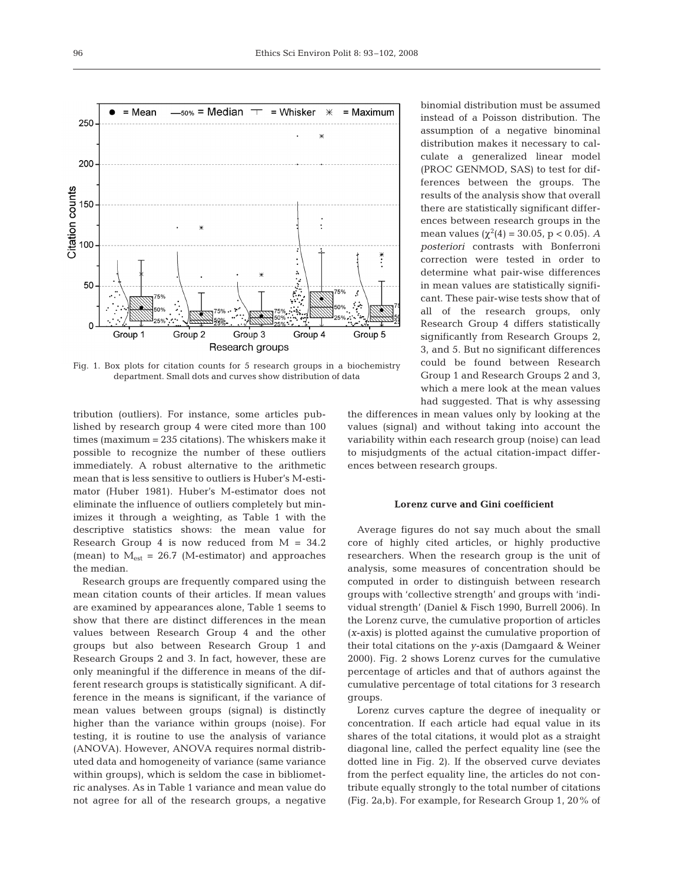Fig. 1. Box plots for citation counts for 5 research groups in a biochemistry department. Small dots and curves show distribution of data

tribution (outliers). For instance, some articles published by research group 4 were cited more than 100 times (maximum = 235 citations). The whiskers make it possible to recognize the number of these outliers immediately. A robust alternative to the arithmetic mean that is less sensitive to outliers is Huber's M-estimator (Huber 1981). Huber's M-estimator does not eliminate the influence of outliers completely but minimizes it through a weighting, as Table 1 with the descriptive statistics shows: the mean value for Research Group 4 is now reduced from M = 34.2 (mean) to $M_{est}$ = 26.7 (M-estimator) and approaches the median.

Research groups are frequently compared using the mean citation counts of their articles. If mean values are examined by appearances alone, Table 1 seems to show that there are distinct differences in the mean values between Research Group 4 and the other groups but also between Research Group 1 and Research Groups 2 and 3. In fact, however, these are only meaningful if the difference in means of the different research groups is statistically significant. A difference in the means is significant, if the variance of mean values between groups (signal) is distinctly higher than the variance within groups (noise). For testing, it is routine to use the analysis of variance (ANOVA). However, ANOVA requires normal distributed data and homogeneity of variance (same variance within groups), which is seldom the case in bibliometric analyses. As in Table 1 variance and mean value do not agree for all of the research groups, a negative binomial distribution must be assumed instead of a Poisson distribution. The assumption of a negative binominal distribution makes it necessary to calculate a generalized linear model (PROC GENMOD, SAS) to test for differences between the groups. The results of the analysis show that overall there are statistically significant differences between research groups in the mean values ($\chi^2(4) = 30.05$, $p < 0.05$). *A posteriori* contrasts with Bonferroni correction were tested in order to determine what pair-wise differences in mean values are statistically significant. These pair-wise tests show that of all of the research groups, only Research Group 4 differs statistically significantly from Research Groups 2, 3, and 5. But no significant differences could be found between Research Group 1 and Research Groups 2 and 3, which a mere look at the mean values had suggested. That is why assessing the differences in mean values only by looking at the values (signal) and without taking into account the variability within each research group (noise) can lead to misjudgments of the actual citation-impact differences between research groups.

### Lorenz curve and Gini coefficient

Average figures do not say much about the small core of highly cited articles, or highly productive researchers. When the research group is the unit of analysis, some measures of concentration should be computed in order to distinguish between research groups with 'collective strength' and groups with 'individual strength' (Daniel & Fisch 1990, Burrell 2006). In the Lorenz curve, the cumulative proportion of articles ($x$-axis) is plotted against the cumulative proportion of their total citations on the $y$-axis (Damgaard & Weiner 2000). Fig. 2 shows Lorenz curves for the cumulative percentage of articles and that of authors against the cumulative percentage of total citations for 3 research groups.

Lorenz curves capture the degree of inequality or concentration. If each article had equal value in its shares of the total citations, it would plot as a straight diagonal line, called the perfect equality line (see the dotted line in Fig. 2). If the observed curve deviates from the perfect equality line, the articles do not contribute equally strongly to the total number of citations (Fig. 2a,b). For example, for Research Group 1, 20% of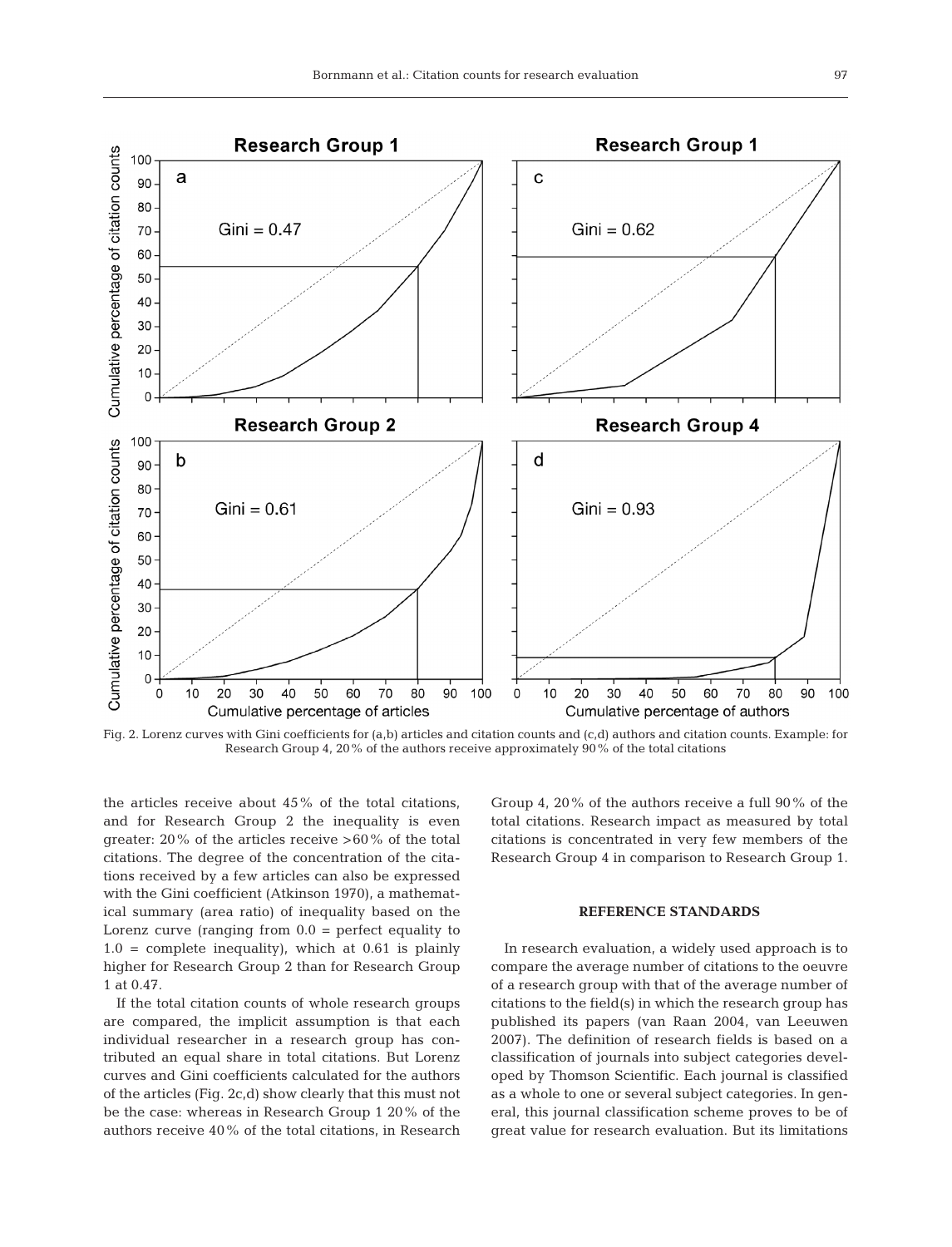Fig. 2. Lorenz curves with Gini coefficients for (a,b) articles and citation counts and (c,d) authors and citation counts. Example: for Research Group 4, 20% of the authors receive approximately 90% of the total citations

the articles receive about 45% of the total citations, and for Research Group 2 the inequality is even greater: 20% of the articles receive >60% of the total citations. The degree of the concentration of the citations received by a few articles can also be expressed with the Gini coefficient (Atkinson 1970), a mathematical summary (area ratio) of inequality based on the Lorenz curve (ranging from 0.0 = perfect equality to 1.0 = complete inequality), which at 0.61 is plainly higher for Research Group 2 than for Research Group 1 at 0.47.

If the total citation counts of whole research groups are compared, the implicit assumption is that each individual researcher in a research group has contributed an equal share in total citations. But Lorenz curves and Gini coefficients calculated for the authors of the articles (Fig. 2c,d) show clearly that this must not be the case: whereas in Research Group 1 20% of the authors receive 40% of the total citations, in Research Group 4, 20% of the authors receive a full 90% of the total citations. Research impact as measured by total citations is concentrated in very few members of the Research Group 4 in comparison to Research Group 1.

## REFERENCE STANDARDS

In research evaluation, a widely used approach is to compare the average number of citations to the oeuvre of a research group with that of the average number of citations to the field(s) in which the research group has published its papers (van Raan 2004, van Leeuwen 2007). The definition of research fields is based on a classification of journals into subject categories developed by Thomson Scientific. Each journal is classified as a whole to one or several subject categories. In general, this journal classification scheme proves to be of great value for research evaluation. But its limitations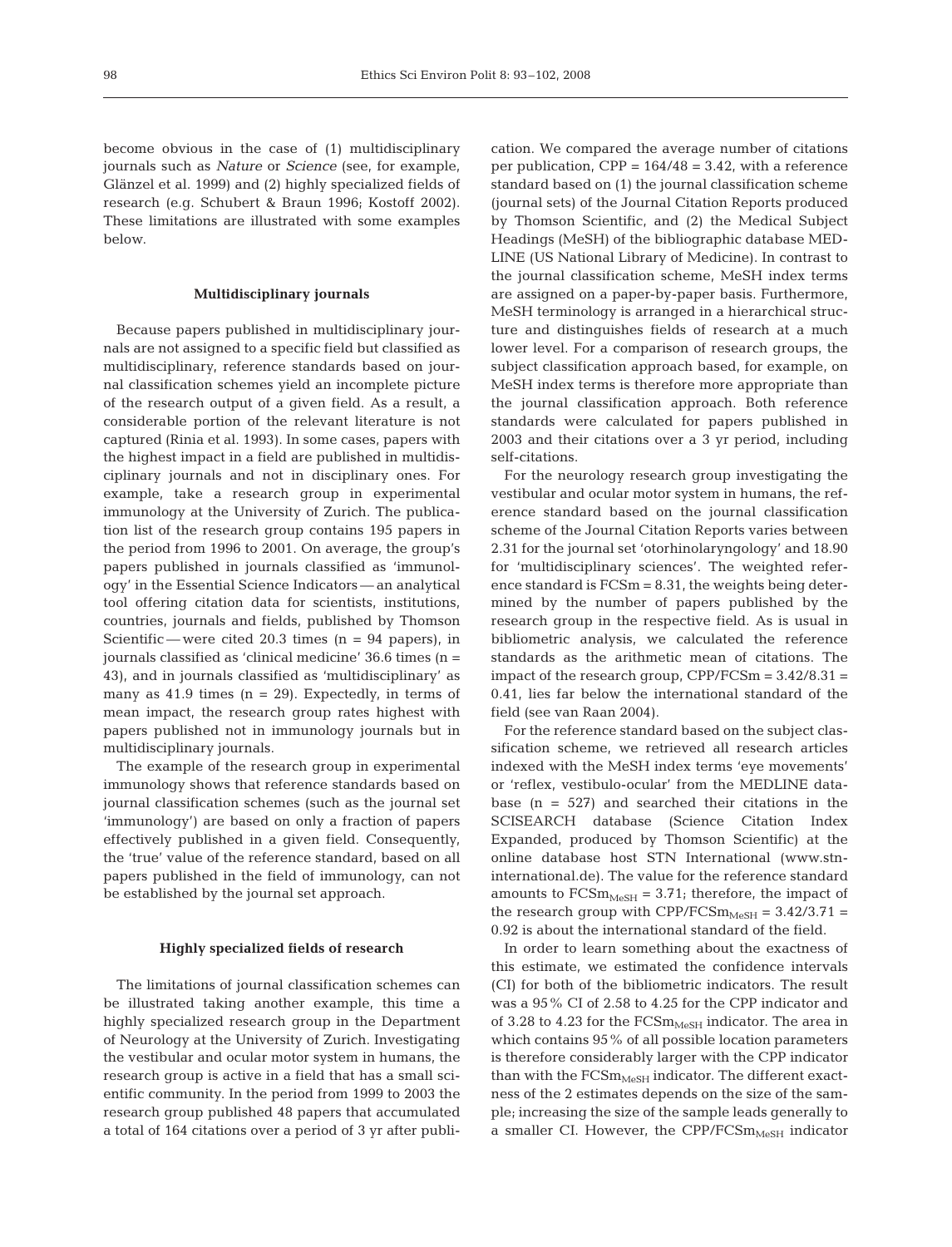become obvious in the case of (1) multidisciplinary journals such as *Nature* or *Science* (see, for example, Glänzel et al. 1999) and (2) highly specialized fields of research (e.g. Schubert & Braun 1996; Kostoff 2002). These limitations are illustrated with some examples below.

### Multidisciplinary journals

Because papers published in multidisciplinary journals are not assigned to a specific field but classified as multidisciplinary, reference standards based on journal classification schemes yield an incomplete picture of the research output of a given field. As a result, a considerable portion of the relevant literature is not captured (Rinia et al. 1993). In some cases, papers with the highest impact in a field are published in multidisciplinary journals and not in disciplinary ones. For example, take a research group in experimental immunology at the University of Zurich. The publication list of the research group contains 195 papers in the period from 1996 to 2001. On average, the group's papers published in journals classified as 'immunology' in the Essential Science Indicators — an analytical tool offering citation data for scientists, institutions, countries, journals and fields, published by Thomson Scientific — were cited 20.3 times (n = 94 papers), in journals classified as 'clinical medicine' 36.6 times (n = 43), and in journals classified as 'multidisciplinary' as many as 41.9 times (n = 29). Expectedly, in terms of mean impact, the research group rates highest with papers published not in immunology journals but in multidisciplinary journals.

The example of the research group in experimental immunology shows that reference standards based on journal classification schemes (such as the journal set 'immunology') are based on only a fraction of papers effectively published in a given field. Consequently, the 'true' value of the reference standard, based on all papers published in the field of immunology, can not be established by the journal set approach.

### Highly specialized fields of research

The limitations of journal classification schemes can be illustrated taking another example, this time a highly specialized research group in the Department of Neurology at the University of Zurich. Investigating the vestibular and ocular motor system in humans, the research group is active in a field that has a small scientific community. In the period from 1999 to 2003 the research group published 48 papers that accumulated a total of 164 citations over a period of 3 yr after publication. We compared the average number of citations per publication, CPP = 164/48 = 3.42, with a reference standard based on (1) the journal classification scheme (journal sets) of the Journal Citation Reports produced by Thomson Scientific, and (2) the Medical Subject Headings (MeSH) of the bibliographic database MEDLINE (US National Library of Medicine). In contrast to the journal classification scheme, MeSH index terms are assigned on a paper-by-paper basis. Furthermore, MeSH terminology is arranged in a hierarchical structure and distinguishes fields of research at a much lower level. For a comparison of research groups, the subject classification approach based, for example, on MeSH index terms is therefore more appropriate than the journal classification approach. Both reference standards were calculated for papers published in 2003 and their citations over a 3 yr period, including self-citations.

For the neurology research group investigating the vestibular and ocular motor system in humans, the reference standard based on the journal classification scheme of the Journal Citation Reports varies between 2.31 for the journal set 'otorhinolaryngology' and 18.90 for 'multidisciplinary sciences'. The weighted reference standard is FCSm = 8.31, the weights being determined by the number of papers published by the research group in the respective field. As is usual in bibliometric analysis, we calculated the reference standards as the arithmetic mean of citations. The impact of the research group, CPP/FCSm = 3.42/8.31 = 0.41, lies far below the international standard of the field (see van Raan 2004).

For the reference standard based on the subject classification scheme, we retrieved all research articles indexed with the MeSH index terms 'eye movements' or 'reflex, vestibulo-ocular' from the MEDLINE database (n = 527) and searched their citations in the SCISEARCH database (Science Citation Index Expanded, produced by Thomson Scientific) at the online database host STN International (www.stn-international.de). The value for the reference standard amounts to $FCSm_{MeSH}$ = 3.71; therefore, the impact of the research group with $CPP/FCSm_{MeSH}$ = 3.42/3.71 = 0.92 is about the international standard of the field.

In order to learn something about the exactness of this estimate, we estimated the confidence intervals (CI) for both of the bibliometric indicators. The result was a 95% CI of 2.58 to 4.25 for the CPP indicator and of 3.28 to 4.23 for the $FCSm_{MeSH}$ indicator. The area in which contains 95% of all possible location parameters is therefore considerably larger with the CPP indicator than with the $FCSm_{MeSH}$ indicator. The different exactness of the 2 estimates depends on the size of the sample; increasing the size of the sample leads generally to a smaller CI. However, the $CPP/FCSm_{MeSH}$ indicator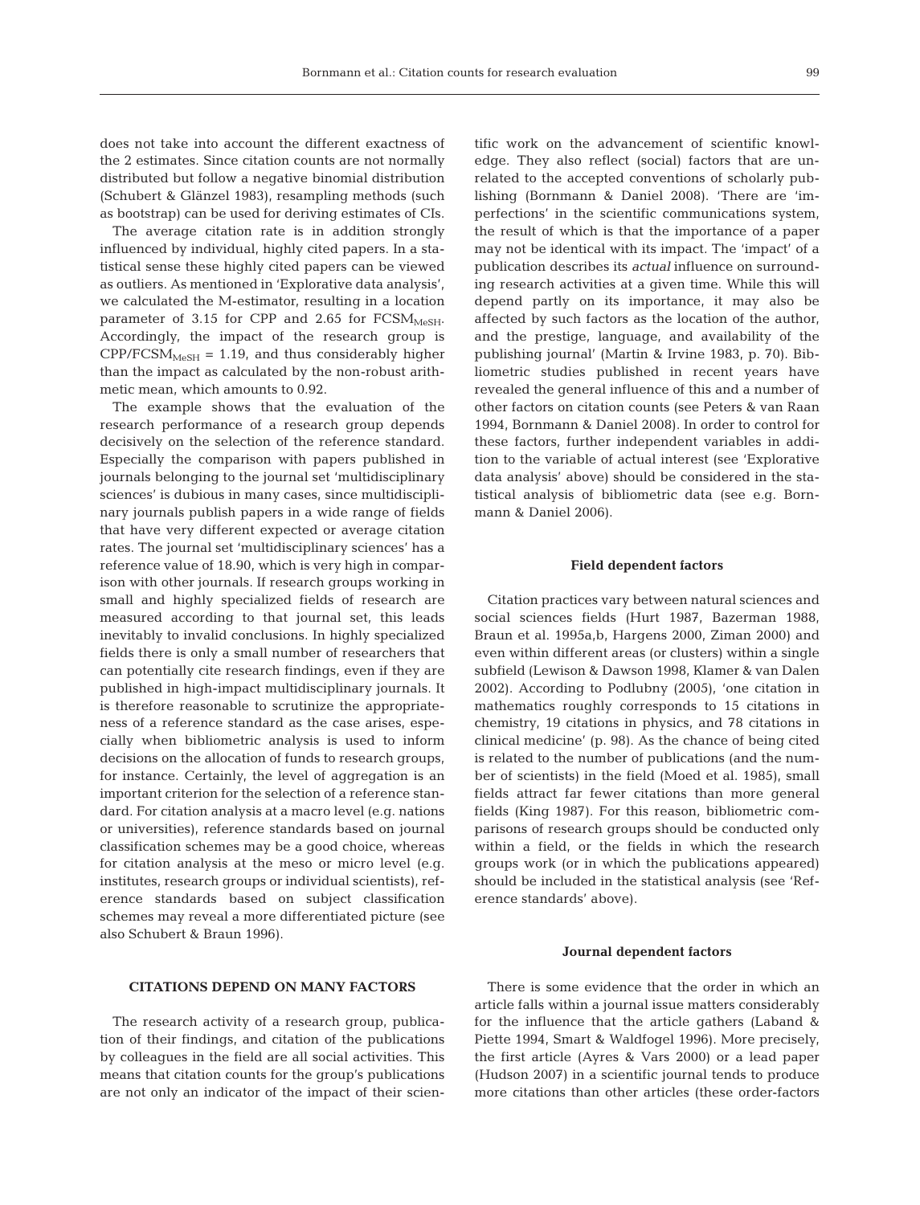does not take into account the different exactness of the 2 estimates. Since citation counts are not normally distributed but follow a negative binomial distribution (Schubert & Glänzel 1983), resampling methods (such as bootstrap) can be used for deriving estimates of CIs.

The average citation rate is in addition strongly influenced by individual, highly cited papers. In a statistical sense these highly cited papers can be viewed as outliers. As mentioned in 'Explorative data analysis', we calculated the M-estimator, resulting in a location parameter of 3.15 for CPP and 2.65 for $FCSM_{MeSH}$. Accordingly, the impact of the research group is $CPP/FCSM_{MeSH} = 1.19$, and thus considerably higher than the impact as calculated by the non-robust arithmetic mean, which amounts to 0.92.

The example shows that the evaluation of the research performance of a research group depends decisively on the selection of the reference standard. Especially the comparison with papers published in journals belonging to the journal set 'multidisciplinary sciences' is dubious in many cases, since multidisciplinary journals publish papers in a wide range of fields that have very different expected or average citation rates. The journal set 'multidisciplinary sciences' has a reference value of 18.90, which is very high in comparison with other journals. If research groups working in small and highly specialized fields of research are measured according to that journal set, this leads inevitably to invalid conclusions. In highly specialized fields there is only a small number of researchers that can potentially cite research findings, even if they are published in high-impact multidisciplinary journals. It is therefore reasonable to scrutinize the appropriateness of a reference standard as the case arises, especially when bibliometric analysis is used to inform decisions on the allocation of funds to research groups, for instance. Certainly, the level of aggregation is an important criterion for the selection of a reference standard. For citation analysis at a macro level (e.g. nations or universities), reference standards based on journal classification schemes may be a good choice, whereas for citation analysis at the meso or micro level (e.g. institutes, research groups or individual scientists), reference standards based on subject classification schemes may reveal a more differentiated picture (see also Schubert & Braun 1996).

## CITATIONS DEPEND ON MANY FACTORS

The research activity of a research group, publication of their findings, and citation of the publications by colleagues in the field are all social activities. This means that citation counts for the group's publications are not only an indicator of the impact of their scientific work on the advancement of scientific knowledge. They also reflect (social) factors that are unrelated to the accepted conventions of scholarly publishing (Bornmann & Daniel 2008). 'There are 'imperfections' in the scientific communications system, the result of which is that the importance of a paper may not be identical with its impact. The 'impact' of a publication describes its *actual* influence on surrounding research activities at a given time. While this will depend partly on its importance, it may also be affected by such factors as the location of the author, and the prestige, language, and availability of the publishing journal' (Martin & Irvine 1983, p. 70). Bibliometric studies published in recent years have revealed the general influence of this and a number of other factors on citation counts (see Peters & van Raan 1994, Bornmann & Daniel 2008). In order to control for these factors, further independent variables in addition to the variable of actual interest (see 'Explorative data analysis' above) should be considered in the statistical analysis of bibliometric data (see e.g. Bornmann & Daniel 2006).

### Field dependent factors

Citation practices vary between natural sciences and social sciences fields (Hurt 1987, Bazerman 1988, Braun et al. 1995a,b, Hargens 2000, Ziman 2000) and even within different areas (or clusters) within a single subfield (Lewison & Dawson 1998, Klamer & van Dalen 2002). According to Podlubny (2005), 'one citation in mathematics roughly corresponds to 15 citations in chemistry, 19 citations in physics, and 78 citations in clinical medicine' (p. 98). As the chance of being cited is related to the number of publications (and the number of scientists) in the field (Moed et al. 1985), small fields attract far fewer citations than more general fields (King 1987). For this reason, bibliometric comparisons of research groups should be conducted only within a field, or the fields in which the research groups work (or in which the publications appeared) should be included in the statistical analysis (see 'Reference standards' above).

### Journal dependent factors

There is some evidence that the order in which an article falls within a journal issue matters considerably for the influence that the article gathers (Laband & Piette 1994, Smart & Waldfogel 1996). More precisely, the first article (Ayres & Vars 2000) or a lead paper (Hudson 2007) in a scientific journal tends to produce more citations than other articles (these order-factors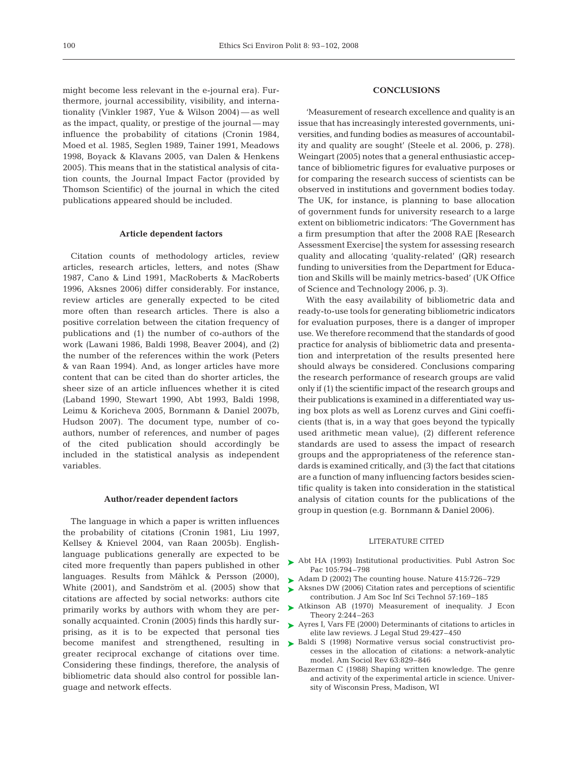might become less relevant in the e-journal era). Furthermore, journal accessibility, visibility, and internationality (Vinkler 1987, Yue & Wilson 2004) — as well as the impact, quality, or prestige of the journal — may influence the probability of citations (Cronin 1984, Moed et al. 1985, Seglen 1989, Tainer 1991, Meadows 1998, Boyack & Klavans 2005, van Dalen & Henkens 2005). This means that in the statistical analysis of citation counts, the Journal Impact Factor (provided by Thomson Scientific) of the journal in which the cited publications appeared should be included.

### Article dependent factors

Citation counts of methodology articles, review articles, research articles, letters, and notes (Shaw 1987, Cano & Lind 1991, MacRoberts & MacRoberts 1996, Aksnes 2006) differ considerably. For instance, review articles are generally expected to be cited more often than research articles. There is also a positive correlation between the citation frequency of publications and (1) the number of co-authors of the work (Lawani 1986, Baldi 1998, Beaver 2004), and (2) the number of the references within the work (Peters & van Raan 1994). And, as longer articles have more content that can be cited than do shorter articles, the sheer size of an article influences whether it is cited (Laband 1990, Stewart 1990, Abt 1993, Baldi 1998, Leimu & Koricheva 2005, Bornmann & Daniel 2007b, Hudson 2007). The document type, number of co-authors, number of references, and number of pages of the cited publication should accordingly be included in the statistical analysis as independent variables.

### Author/reader dependent factors

The language in which a paper is written influences the probability of citations (Cronin 1981, Liu 1997, Kellsey & Knievel 2004, van Raan 2005b). English-language publications generally are expected to be cited more frequently than papers published in other languages. Results from Mählck & Persson (2000), White (2001), and Sandström et al. (2005) show that citations are affected by social networks: authors cite primarily works by authors with whom they are personally acquainted. Cronin (2005) finds this hardly surprising, as it is to be expected that personal ties become manifest and strengthened, resulting in greater reciprocal exchange of citations over time. Considering these findings, therefore, the analysis of bibliometric data should also control for possible language and network effects.

## CONCLUSIONS

'Measurement of research excellence and quality is an issue that has increasingly interested governments, universities, and funding bodies as measures of accountability and quality are sought' (Steele et al. 2006, p. 278). Weingart (2005) notes that a general enthusiastic acceptance of bibliometric figures for evaluative purposes or for comparing the research success of scientists can be observed in institutions and government bodies today. The UK, for instance, is planning to base allocation of government funds for university research to a large extent on bibliometric indicators: 'The Government has a firm presumption that after the 2008 RAE [Research Assessment Exercise] the system for assessing research quality and allocating 'quality-related' (QR) research funding to universities from the Department for Education and Skills will be mainly metrics-based' (UK Office of Science and Technology 2006, p. 3).

With the easy availability of bibliometric data and ready-to-use tools for generating bibliometric indicators for evaluation purposes, there is a danger of improper use. We therefore recommend that the standards of good practice for analysis of bibliometric data and presentation and interpretation of the results presented here should always be considered. Conclusions comparing the research performance of research groups are valid only if (1) the scientific impact of the research groups and their publications is examined in a differentiated way using box plots as well as Lorenz curves and Gini coefficients (that is, in a way that goes beyond the typically used arithmetic mean value), (2) different reference standards are used to assess the impact of research groups and the appropriateness of the reference standards is examined critically, and (3) the fact that citations are a function of many influencing factors besides scientific quality is taken into consideration in the statistical analysis of citation counts for the publications of the group in question (e.g. Bornmann & Daniel 2006).

## LITERATURE CITED

- Abt HA (1993) Institutional productivities. Publ Astron Soc Pac 105:794–798
- Adam D (2002) The counting house. Nature 415:726–729
- Aksnes DW (2006) Citation rates and perceptions of scientific contribution. J Am Soc Inf Sci Technol 57:169–185
- Atkinson AB (1970) Measurement of inequality. J Econ Theory 2:244–263
- Ayres I, Vars FE (2000) Determinants of citations to articles in elite law reviews. J Legal Stud 29:427–450
- Baldi S (1998) Normative versus social constructivist processes in the allocation of citations: a network-analytic model. Am Sociol Rev 63:829–846
- Bazerman C (1988) Shaping written knowledge. The genre and activity of the experimental article in science. University of Wisconsin Press, Madison, WI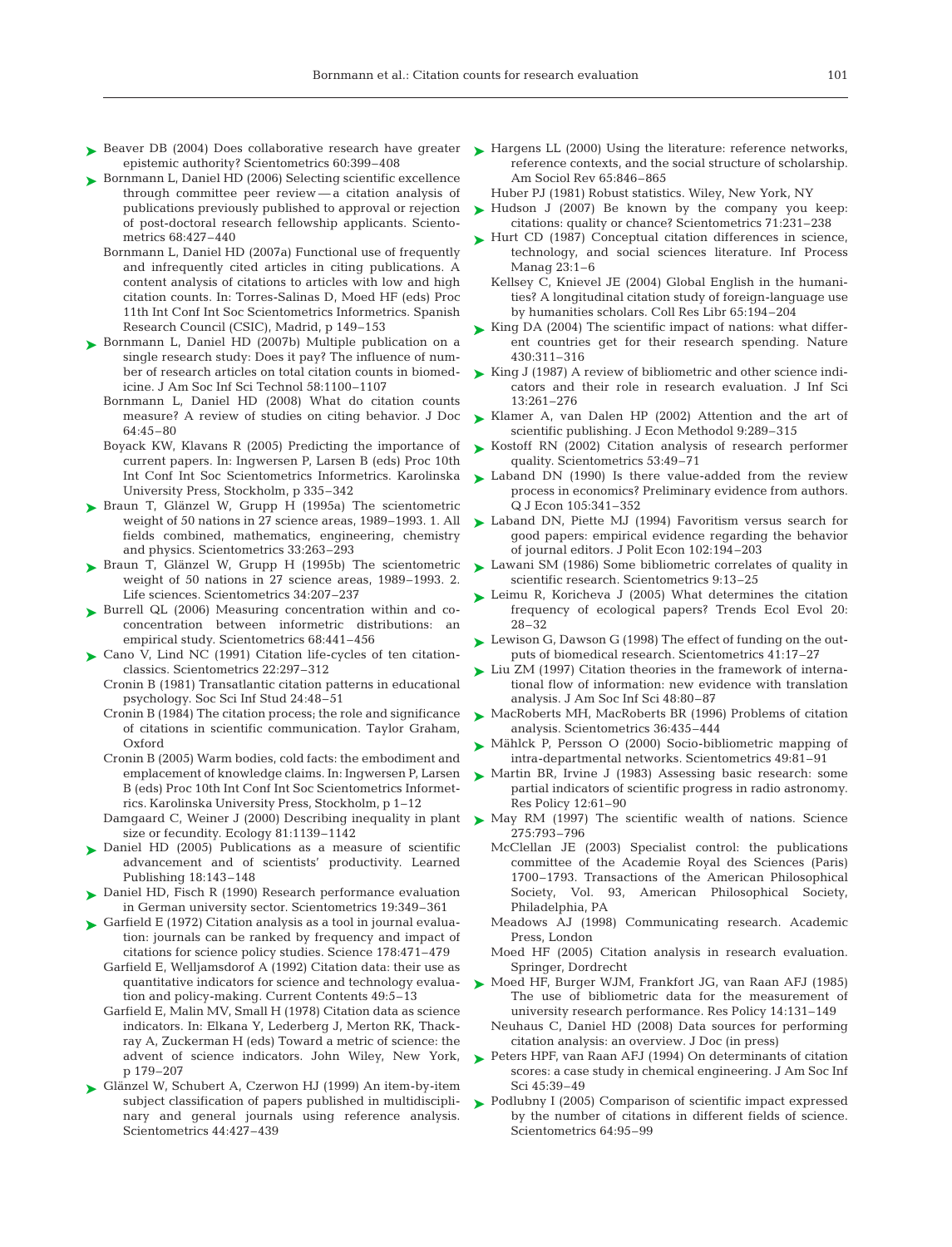Beaver DB (2004) Does collaborative research have greater epistemic authority? Scientometrics 60:399–408

Bornmann L, Daniel HD (2006) Selecting scientific excellence through committee peer review — a citation analysis of publications previously published to approval or rejection of post-doctoral research fellowship applicants. Scientometrics 68:427–440

Bornmann L, Daniel HD (2007a) Functional use of frequently and infrequently cited articles in citing publications. A content analysis of citations to articles with low and high citation counts. In: Torres-Salinas D, Moed HF (eds) Proc 11th Int Conf Int Soc Scientometrics Informetrics. Spanish Research Council (CSIC), Madrid, p 149–153

Bornmann L, Daniel HD (2007b) Multiple publication on a single research study: Does it pay? The influence of number of research articles on total citation counts in biomedicine. J Am Soc Inf Sci Technol 58:1100–1107

Bornmann L, Daniel HD (2008) What do citation counts measure? A review of studies on citing behavior. J Doc 64:45–80

Boyack KW, Klavans R (2005) Predicting the importance of current papers. In: Ingwersen P, Larsen B (eds) Proc 10th Int Conf Int Soc Scientometrics Informetrics. Karolinska University Press, Stockholm, p 335–342

Braun T, Glänzel W, Grupp H (1995a) The scientometric weight of 50 nations in 27 science areas, 1989–1993. 1. All fields combined, mathematics, engineering, chemistry and physics. Scientometrics 33:263–293

Braun T, Glänzel W, Grupp H (1995b) The scientometric weight of 50 nations in 27 science areas, 1989–1993. 2. Life sciences. Scientometrics 34:207–237

Burrell QL (2006) Measuring concentration within and co-concentration between informetric distributions: an empirical study. Scientometrics 68:441–456

Cano V, Lind NC (1991) Citation life-cycles of ten citation-classics. Scientometrics 22:297–312

Cronin B (1981) Transatlantic citation patterns in educational psychology. Soc Sci Inf Stud 24:48–51

Cronin B (1984) The citation process; the role and significance of citations in scientific communication. Taylor Graham, Oxford

Cronin B (2005) Warm bodies, cold facts: the embodiment and emplacement of knowledge claims. In: Ingwersen P, Larsen B (eds) Proc 10th Int Conf Int Soc Scientometrics Informetrics. Karolinska University Press, Stockholm, p 1–12

Damgaard C, Weiner J (2000) Describing inequality in plant size or fecundity. Ecology 81:1139–1142

Daniel HD (2005) Publications as a measure of scientific advancement and of scientists' productivity. Learned Publishing 18:143–148

Daniel HD, Fisch R (1990) Research performance evaluation in German university sector. Scientometrics 19:349–361

Garfield E (1972) Citation analysis as a tool in journal evaluation: journals can be ranked by frequency and impact of citations for science policy studies. Science 178:471–479

Garfield E, Welljamsdorof A (1992) Citation data: their use as quantitative indicators for science and technology evaluation and policy-making. Current Contents 49:5–13

Garfield E, Malin MV, Small H (1978) Citation data as science indicators. In: Elkana Y, Lederberg J, Merton RK, Thackray A, Zuckerman H (eds) Toward a metric of science: the advent of science indicators. John Wiley, New York, p 179–207

Glänzel W, Schubert A, Czerwon HJ (1999) An item-by-item subject classification of papers published in multidisciplinary and general journals using reference analysis. Scientometrics 44:427–439

Hargens LL (2000) Using the literature: reference networks, reference contexts, and the social structure of scholarship. Am Sociol Rev 65:846–865

Huber PJ (1981) Robust statistics. Wiley, New York, NY

Hudson J (2007) Be known by the company you keep: citations: quality or chance? Scientometrics 71:231–238

Hurt CD (1987) Conceptual citation differences in science, technology, and social sciences literature. Inf Process Manag 23:1–6

Kellsey C, Knievel JE (2004) Global English in the humanities? A longitudinal citation study of foreign-language use by humanities scholars. Coll Res Libr 65:194–204

King DA (2004) The scientific impact of nations: what different countries get for their research spending. Nature 430:311–316

King J (1987) A review of bibliometric and other science indicators and their role in research evaluation. J Inf Sci 13:261–276

Klamer A, van Dalen HP (2002) Attention and the art of scientific publishing. J Econ Methodol 9:289–315

Kostoff RN (2002) Citation analysis of research performer quality. Scientometrics 53:49–71

Laband DN (1990) Is there value-added from the review process in economics? Preliminary evidence from authors. Q J Econ 105:341–352

Laband DN, Piette MJ (1994) Favoritism versus search for good papers: empirical evidence regarding the behavior of journal editors. J Polit Econ 102:194–203

Lawani SM (1986) Some bibliometric correlates of quality in scientific research. Scientometrics 9:13–25

Leimu R, Koricheva J (2005) What determines the citation frequency of ecological papers? Trends Ecol Evol 20:28–32

Lewison G, Dawson G (1998) The effect of funding on the outputs of biomedical research. Scientometrics 41:17–27

Liu ZM (1997) Citation theories in the framework of international flow of information: new evidence with translation analysis. J Am Soc Inf Sci 48:80–87

MacRoberts MH, MacRoberts BR (1996) Problems of citation analysis. Scientometrics 36:435–444

Mählck P, Persson O (2000) Socio-bibliometric mapping of intra-departmental networks. Scientometrics 49:81–91

Martin BR, Irvine J (1983) Assessing basic research: some partial indicators of scientific progress in radio astronomy. Res Policy 12:61–90

May RM (1997) The scientific wealth of nations. Science 275:793–796

McClellan JE (2003) Specialist control: the publications committee of the Academie Royal des Sciences (Paris) 1700–1793. Transactions of the American Philosophical Society, Vol. 93, American Philosophical Society, Philadelphia, PA

Meadows AJ (1998) Communicating research. Academic Press, London

Moed HF (2005) Citation analysis in research evaluation. Springer, Dordrecht

Moed HF, Burger WJM, Frankfort JG, van Raan AFJ (1985) The use of bibliometric data for the measurement of university research performance. Res Policy 14:131–149

Neuhaus C, Daniel HD (2008) Data sources for performing citation analysis: an overview. J Doc (in press)

Peters HPF, van Raan AFJ (1994) On determinants of citation scores: a case study in chemical engineering. J Am Soc Inf Sci 45:39–49

Podlubny I (2005) Comparison of scientific impact expressed by the number of citations in different fields of science. Scientometrics 64:95–99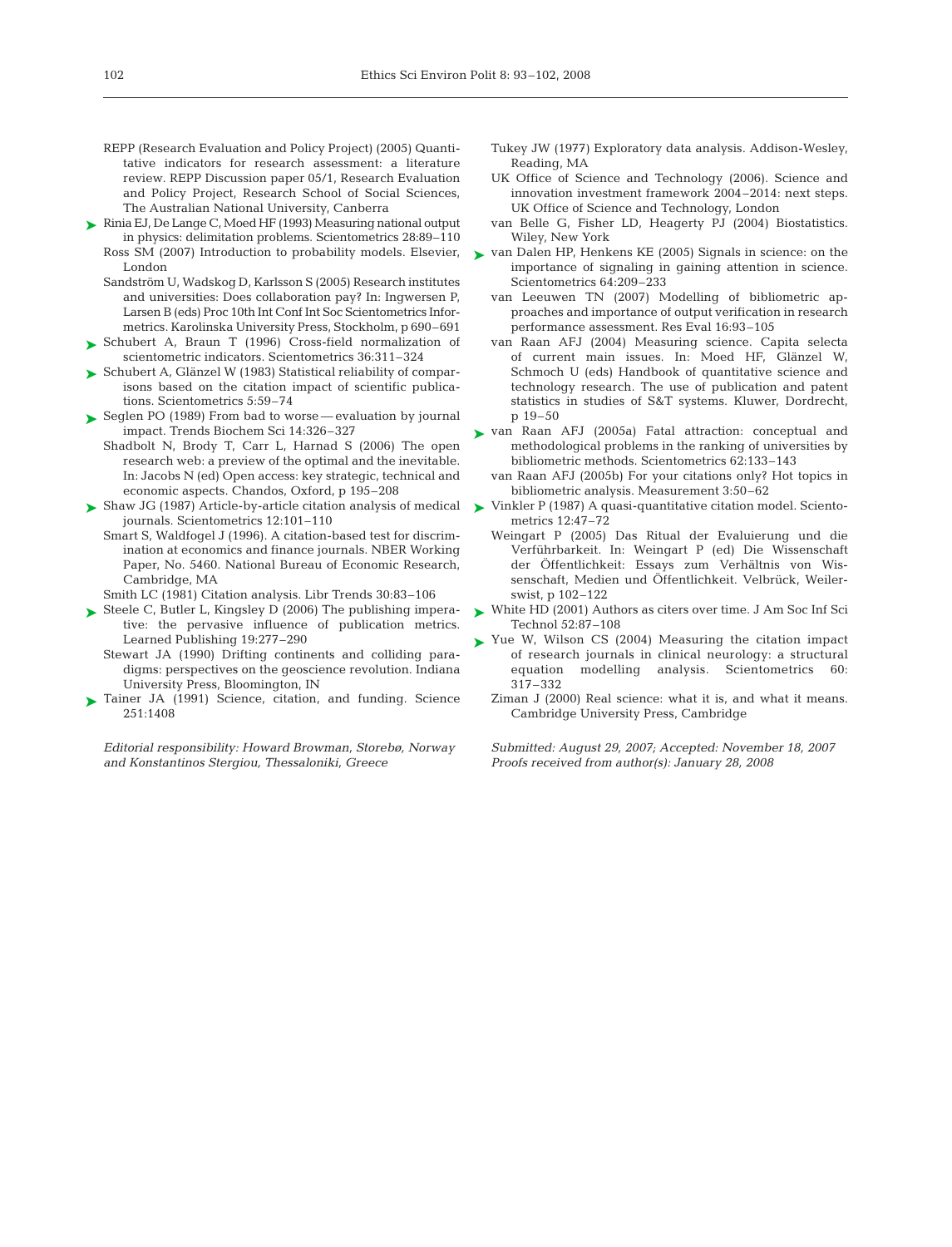REPP (Research Evaluation and Policy Project) (2005) Quantitative indicators for research assessment: a literature review. REPP Discussion paper 05/1, Research Evaluation and Policy Project, Research School of Social Sciences, The Australian National University, Canberra

Rinia EJ, De Lange C, Moed HF (1993) Measuring national output in physics: delimitation problems. Scientometrics 28:89–110

Ross SM (2007) Introduction to probability models. Elsevier, London

Sandström U, Wadskog D, Karlsson S (2005) Research institutes and universities: Does collaboration pay? In: Ingwersen P, Larsen B (eds) Proc 10th Int Conf Int Soc Scientometrics Informetrics. Karolinska University Press, Stockholm, p 690–691

Schubert A, Braun T (1996) Cross-field normalization of scientometric indicators. Scientometrics 36:311–324

Schubert A, Glänzel W (1983) Statistical reliability of comparisons based on the citation impact of scientific publications. Scientometrics 5:59–74

Seglen PO (1989) From bad to worse — evaluation by journal impact. Trends Biochem Sci 14:326–327

Shadbolt N, Brody T, Carr L, Harnad S (2006) The open research web: a preview of the optimal and the inevitable. In: Jacobs N (ed) Open access: key strategic, technical and economic aspects. Chandos, Oxford, p 195–208

Shaw JG (1987) Article-by-article citation analysis of medical journals. Scientometrics 12:101–110

Smart S, Waldfogel J (1996). A citation-based test for discrimination at economics and finance journals. NBER Working Paper, No. 5460. National Bureau of Economic Research, Cambridge, MA

Smith LC (1981) Citation analysis. Libr Trends 30:83–106

Steele C, Butler L, Kingsley D (2006) The publishing imperative: the pervasive influence of publication metrics. Learned Publishing 19:277–290

Stewart JA (1990) Drifting continents and colliding paradigms: perspectives on the geoscience revolution. Indiana University Press, Bloomington, IN

Tainer JA (1991) Science, citation, and funding. Science 251:1408

Tukey JW (1977) Exploratory data analysis. Addison-Wesley, Reading, MA

UK Office of Science and Technology (2006). Science and innovation investment framework 2004–2014: next steps. UK Office of Science and Technology, London

van Belle G, Fisher LD, Heagerty PJ (2004) Biostatistics. Wiley, New York

van Dalen HP, Henkens KE (2005) Signals in science: on the importance of signaling in gaining attention in science. Scientometrics 64:209–233

van Leeuwen TN (2007) Modelling of bibliometric approaches and importance of output verification in research performance assessment. Res Eval 16:93–105

van Raan AFJ (2004) Measuring science. Capita selecta of current main issues. In: Moed HF, Glänzel W, Schmoch U (eds) Handbook of quantitative science and technology research. The use of publication and patent statistics in studies of S&T systems. Kluwer, Dordrecht, p 19–50

van Raan AFJ (2005a) Fatal attraction: conceptual and methodological problems in the ranking of universities by bibliometric methods. Scientometrics 62:133–143

van Raan AFJ (2005b) For your citations only? Hot topics in bibliometric analysis. Measurement 3:50–62

Vinkler P (1987) A quasi-quantitative citation model. Scientometrics 12:47–72

Weingart P (2005) Das Ritual der Evaluierung und die Verführbarkeit. In: Weingart P (ed) Die Wissenschaft der Öffentlichkeit: Essays zum Verhältnis von Wissenschaft, Medien und Öffentlichkeit. Velbrück, Weilerswist, p 102–122

White HD (2001) Authors as citers over time. J Am Soc Inf Sci Technol 52:87–108

Yue W, Wilson CS (2004) Measuring the citation impact of research journals in clinical neurology: a structural equation modelling analysis. Scientometrics 60: 317–332

Ziman J (2000) Real science: what it is, and what it means. Cambridge University Press, Cambridge

*Editorial responsibility: Howard Browman, Storebø, Norway and Konstantinos Stergiou, Thessaloniki, Greece*

*Submitted: August 29, 2007; Accepted: November 18, 2007*
*Proofs received from author(s): January 28, 2008*